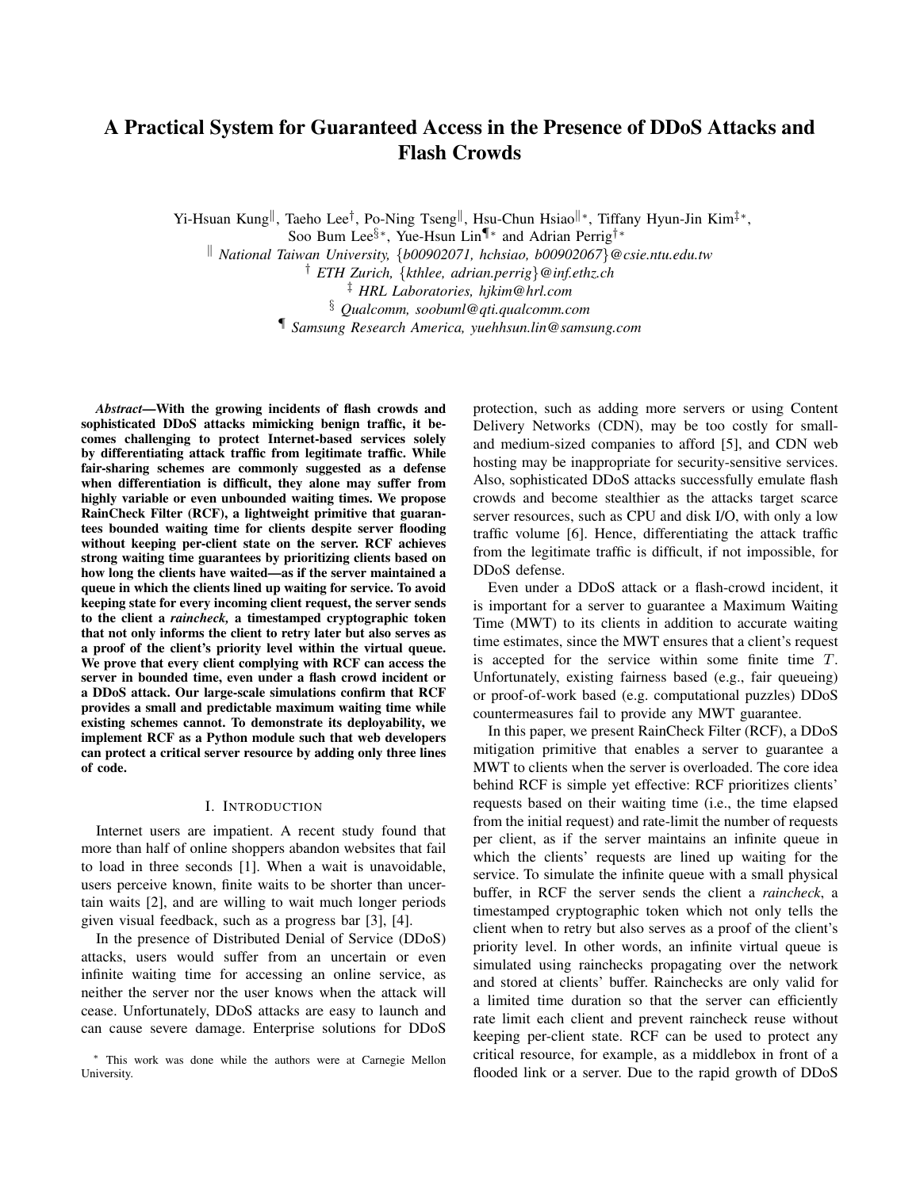# A Practical System for Guaranteed Access in the Presence of DDoS Attacks and Flash Crowds

Yi-Hsuan Kung[‖], Taeho Lee[†], Po-Ning Tseng[‖], Hsu-Chun Hsiao[‖*], Tiffany Hyun-Jin Kim[‡*], Soo Bum Lee[§*], Yue-Hsun Lin[¶*] and Adrian Perrig[†*]

[‖] *National Taiwan University, {b00902071, hchsiao, b00902067}@csie.ntu.edu.tw*

[†] *ETH Zurich, {kthlee, adrian.perrig}@inf.ethz.ch*

[‡] *HRL Laboratories, hjkim@hrl.com*

[§] *Qualcomm, soobuml@qti.qualcomm.com*

[¶] *Samsung Research America, yuehhsun.lin@samsung.com*

***Abstract*—With the growing incidents of flash crowds and sophisticated DDoS attacks mimicking benign traffic, it becomes challenging to protect Internet-based services solely by differentiating attack traffic from legitimate traffic. While fair-sharing schemes are commonly suggested as a defense when differentiation is difficult, they alone may suffer from highly variable or even unbounded waiting times. We propose RainCheck Filter (RCF), a lightweight primitive that guarantees bounded waiting time for clients despite server flooding without keeping per-client state on the server. RCF achieves strong waiting time guarantees by prioritizing clients based on how long the clients have waited—as if the server maintained a queue in which the clients lined up waiting for service. To avoid keeping state for every incoming client request, the server sends to the client a *raincheck*, a timestamped cryptographic token that not only informs the client to retry later but also serves as a proof of the client's priority level within the virtual queue. We prove that every client complying with RCF can access the server in bounded time, even under a flash crowd incident or a DDoS attack. Our large-scale simulations confirm that RCF provides a small and predictable maximum waiting time while existing schemes cannot. To demonstrate its deployability, we implement RCF as a Python module such that web developers can protect a critical server resource by adding only three lines of code.**

## I. Introduction

Internet users are impatient. A recent study found that more than half of online shoppers abandon websites that fail to load in three seconds [1]. When a wait is unavoidable, users perceive known, finite waits to be shorter than uncertain waits [2], and are willing to wait much longer periods given visual feedback, such as a progress bar [3], [4].

In the presence of Distributed Denial of Service (DDoS) attacks, users would suffer from an uncertain or even infinite waiting time for accessing an online service, as neither the server nor the user knows when the attack will cease. Unfortunately, DDoS attacks are easy to launch and can cause severe damage. Enterprise solutions for DDoS protection, such as adding more servers or using Content Delivery Networks (CDN), may be too costly for small- and medium-sized companies to afford [5], and CDN web hosting may be inappropriate for security-sensitive services. Also, sophisticated DDoS attacks successfully emulate flash crowds and become stealthier as the attacks target scarce server resources, such as CPU and disk I/O, with only a low traffic volume [6]. Hence, differentiating the attack traffic from the legitimate traffic is difficult, if not impossible, for DDoS defense.

Even under a DDoS attack or a flash-crowd incident, it is important for a server to guarantee a Maximum Waiting Time (MWT) to its clients in addition to accurate waiting time estimates, since the MWT ensures that a client's request is accepted for the service within some finite time $T$. Unfortunately, existing fairness based (e.g., fair queueing) or proof-of-work based (e.g. computational puzzles) DDoS countermeasures fail to provide any MWT guarantee.

In this paper, we present RainCheck Filter (RCF), a DDoS mitigation primitive that enables a server to guarantee a MWT to clients when the server is overloaded. The core idea behind RCF is simple yet effective: RCF prioritizes clients' requests based on their waiting time (i.e., the time elapsed from the initial request) and rate-limit the number of requests per client, as if the server maintains an infinite queue in which the clients' requests are lined up waiting for the service. To simulate the infinite queue with a small physical buffer, in RCF the server sends the client a *raincheck*, a timestamped cryptographic token which not only tells the client when to retry but also serves as a proof of the client's priority level. In other words, an infinite virtual queue is simulated using rainchecks propagating over the network and stored at clients' buffer. Rainchecks are only valid for a limited time duration so that the server can efficiently rate limit each client and prevent raincheck reuse without keeping per-client state. RCF can be used to protect any critical resource, for example, as a middlebox in front of a flooded link or a server. Due to the rapid growth of DDoS

[*] This work was done while the authors were at Carnegie Mellon University.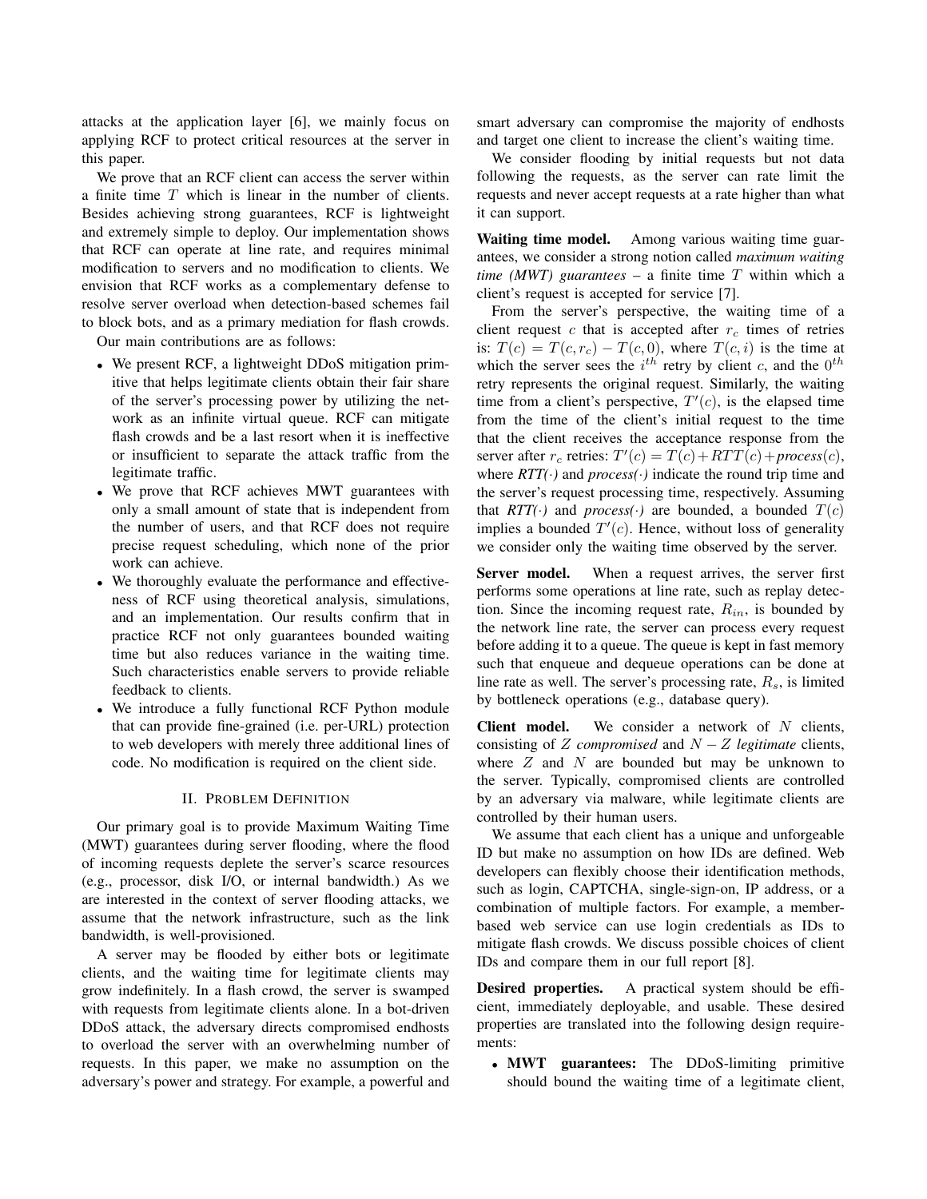attacks at the application layer [6], we mainly focus on applying RCF to protect critical resources at the server in this paper.

We prove that an RCF client can access the server within a finite time $T$ which is linear in the number of clients. Besides achieving strong guarantees, RCF is lightweight and extremely simple to deploy. Our implementation shows that RCF can operate at line rate, and requires minimal modification to servers and no modification to clients. We envision that RCF works as a complementary defense to resolve server overload when detection-based schemes fail to block bots, and as a primary mediation for flash crowds.

Our main contributions are as follows:

- We present RCF, a lightweight DDoS mitigation primitive that helps legitimate clients obtain their fair share of the server's processing power by utilizing the network as an infinite virtual queue. RCF can mitigate flash crowds and be a last resort when it is ineffective or insufficient to separate the attack traffic from the legitimate traffic.
- We prove that RCF achieves MWT guarantees with only a small amount of state that is independent from the number of users, and that RCF does not require precise request scheduling, which none of the prior work can achieve.
- We thoroughly evaluate the performance and effectiveness of RCF using theoretical analysis, simulations, and an implementation. Our results confirm that in practice RCF not only guarantees bounded waiting time but also reduces variance in the waiting time. Such characteristics enable servers to provide reliable feedback to clients.
- We introduce a fully functional RCF Python module that can provide fine-grained (i.e. per-URL) protection to web developers with merely three additional lines of code. No modification is required on the client side.

## II. Problem Definition

Our primary goal is to provide Maximum Waiting Time (MWT) guarantees during server flooding, where the flood of incoming requests deplete the server's scarce resources (e.g., processor, disk I/O, or internal bandwidth.) As we are interested in the context of server flooding attacks, we assume that the network infrastructure, such as the link bandwidth, is well-provisioned.

A server may be flooded by either bots or legitimate clients, and the waiting time for legitimate clients may grow indefinitely. In a flash crowd, the server is swamped with requests from legitimate clients alone. In a bot-driven DDoS attack, the adversary directs compromised endhosts to overload the server with an overwhelming number of requests. In this paper, we make no assumption on the adversary's power and strategy. For example, a powerful and smart adversary can compromise the majority of endhosts and target one client to increase the client's waiting time.

We consider flooding by initial requests but not data following the requests, as the server can rate limit the requests and never accept requests at a rate higher than what it can support.

**Waiting time model.** Among various waiting time guarantees, we consider a strong notion called ***maximum waiting time (MWT) guarantees*** – a finite time $T$ within which a client's request is accepted for service [7].

From the server's perspective, the waiting time of a client request $c$ that is accepted after $r_c$ times of retries is: $T(c) = T(c, r_c) - T(c, 0)$, where $T(c, i)$ is the time at which the server sees the $i^{th}$ retry by client $c$, and the $0^{th}$ retry represents the original request. Similarly, the waiting time from a client's perspective, $T'(c)$, is the elapsed time from the time of the client's initial request to the time that the client receives the acceptance response from the server after $r_c$ retries: $T'(c) = T(c) + RTT(c) + \textit{process}(c)$, where $\textit{RTT}(\cdot)$ and $\textit{process}(\cdot)$ indicate the round trip time and the server's request processing time, respectively. Assuming that $\textit{RTT}(\cdot)$ and $\textit{process}(\cdot)$ are bounded, a bounded $T(c)$ implies a bounded $T'(c)$. Hence, without loss of generality we consider only the waiting time observed by the server.

**Server model.** When a request arrives, the server first performs some operations at line rate, such as replay detection. Since the incoming request rate, $R_{in}$, is bounded by the network line rate, the server can process every request before adding it to a queue. The queue is kept in fast memory such that enqueue and dequeue operations can be done at line rate as well. The server's processing rate, $R_s$, is limited by bottleneck operations (e.g., database query).

**Client model.** We consider a network of $N$ clients, consisting of $Z$ *compromised* and $N - Z$ *legitimate* clients, where $Z$ and $N$ are bounded but may be unknown to the server. Typically, compromised clients are controlled by an adversary via malware, while legitimate clients are controlled by their human users.

We assume that each client has a unique and unforgeable ID but make no assumption on how IDs are defined. Web developers can flexibly choose their identification methods, such as login, CAPTCHA, single-sign-on, IP address, or a combination of multiple factors. For example, a member-based web service can use login credentials as IDs to mitigate flash crowds. We discuss possible choices of client IDs and compare them in our full report [8].

**Desired properties.** A practical system should be efficient, immediately deployable, and usable. These desired properties are translated into the following design requirements:

- **MWT guarantees:** The DDoS-limiting primitive should bound the waiting time of a legitimate client,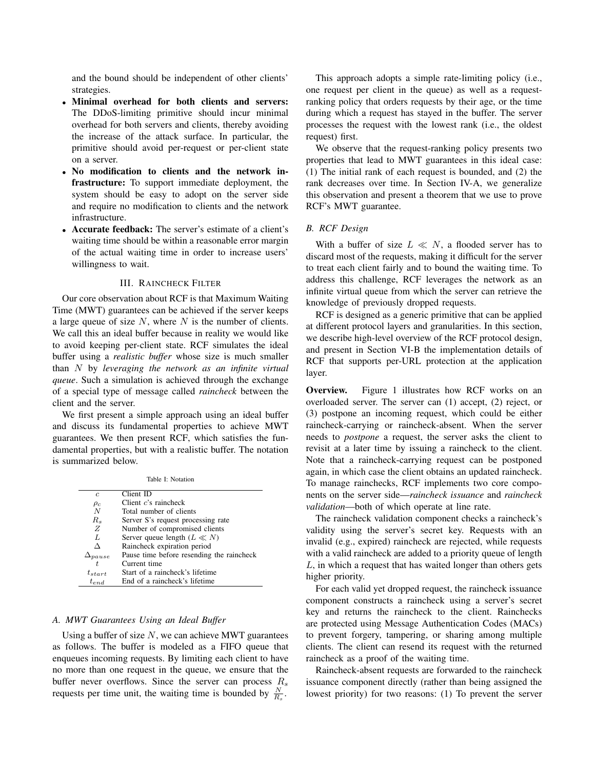and the bound should be independent of other clients' strategies.

- **Minimal overhead for both clients and servers:** The DDoS-limiting primitive should incur minimal overhead for both servers and clients, thereby avoiding the increase of the attack surface. In particular, the primitive should avoid per-request or per-client state on a server.
- **No modification to clients and the network infrastructure:** To support immediate deployment, the system should be easy to adopt on the server side and require no modification to clients and the network infrastructure.
- **Accurate feedback:** The server's estimate of a client's waiting time should be within a reasonable error margin of the actual waiting time in order to increase users' willingness to wait.

## III. Raincheck Filter

Our core observation about RCF is that Maximum Waiting Time (MWT) guarantees can be achieved if the server keeps a large queue of size $N$, where $N$ is the number of clients. We call this an ideal buffer because in reality we would like to avoid keeping per-client state. RCF simulates the ideal buffer using a *realistic buffer* whose size is much smaller than $N$ by *leveraging the network as an infinite virtual queue*. Such a simulation is achieved through the exchange of a special type of message called *raincheck* between the client and the server.

We first present a simple approach using an ideal buffer and discuss its fundamental properties to achieve MWT guarantees. We then present RCF, which satisfies the fundamental properties, but with a realistic buffer. The notation is summarized below.

Table I: Notation

| | |
|---|---|
| $c$ | Client ID |
| $\rho_c$ | Client $c$'s raincheck |
| $N$ | Total number of clients |
| $R_s$ | Server S's request processing rate |
| $Z$ | Number of compromised clients |
| $L$ | Server queue length ($L \ll N$) |
| $\Delta$ | Raincheck expiration period |
| $\Delta_{pause}$ | Pause time before resending the raincheck |
| $t$ | Current time |
| $t_{start}$ | Start of a raincheck's lifetime |
| $t_{end}$ | End of a raincheck's lifetime |

### A. MWT Guarantees Using an Ideal Buffer

Using a buffer of size $N$, we can achieve MWT guarantees as follows. The buffer is modeled as a FIFO queue that enqueues incoming requests. By limiting each client to have no more than one request in the queue, we ensure that the buffer never overflows. Since the server can process $R_s$ requests per time unit, the waiting time is bounded by $\frac{N}{R_s}$.

This approach adopts a simple rate-limiting policy (i.e., one request per client in the queue) as well as a request-ranking policy that orders requests by their age, or the time during which a request has stayed in the buffer. The server processes the request with the lowest rank (i.e., the oldest request) first.

We observe that the request-ranking policy presents two properties that lead to MWT guarantees in this ideal case: (1) The initial rank of each request is bounded, and (2) the rank decreases over time. In Section IV-A, we generalize this observation and present a theorem that we use to prove RCF's MWT guarantee.

### B. RCF Design

With a buffer of size $L \ll N$, a flooded server has to discard most of the requests, making it difficult for the server to treat each client fairly and to bound the waiting time. To address this challenge, RCF leverages the network as an infinite virtual queue from which the server can retrieve the knowledge of previously dropped requests.

RCF is designed as a generic primitive that can be applied at different protocol layers and granularities. In this section, we describe high-level overview of the RCF protocol design, and present in Section VI-B the implementation details of RCF that supports per-URL protection at the application layer.

**Overview.** Figure 1 illustrates how RCF works on an overloaded server. The server can (1) accept, (2) reject, or (3) postpone an incoming request, which could be either raincheck-carrying or raincheck-absent. When the server needs to *postpone* a request, the server asks the client to revisit at a later time by issuing a raincheck to the client. Note that a raincheck-carrying request can be postponed again, in which case the client obtains an updated raincheck. To manage rainchecks, RCF implements two core components on the server side—*raincheck issuance* and *raincheck validation*—both of which operate at line rate.

The raincheck validation component checks a raincheck's validity using the server's secret key. Requests with an invalid (e.g., expired) raincheck are rejected, while requests with a valid raincheck are added to a priority queue of length $L$, in which a request that has waited longer than others gets higher priority.

For each valid yet dropped request, the raincheck issuance component constructs a raincheck using a server's secret key and returns the raincheck to the client. Rainchecks are protected using Message Authentication Codes (MACs) to prevent forgery, tampering, or sharing among multiple clients. The client can resend its request with the returned raincheck as a proof of the waiting time.

Raincheck-absent requests are forwarded to the raincheck issuance component directly (rather than being assigned the lowest priority) for two reasons: (1) To prevent the server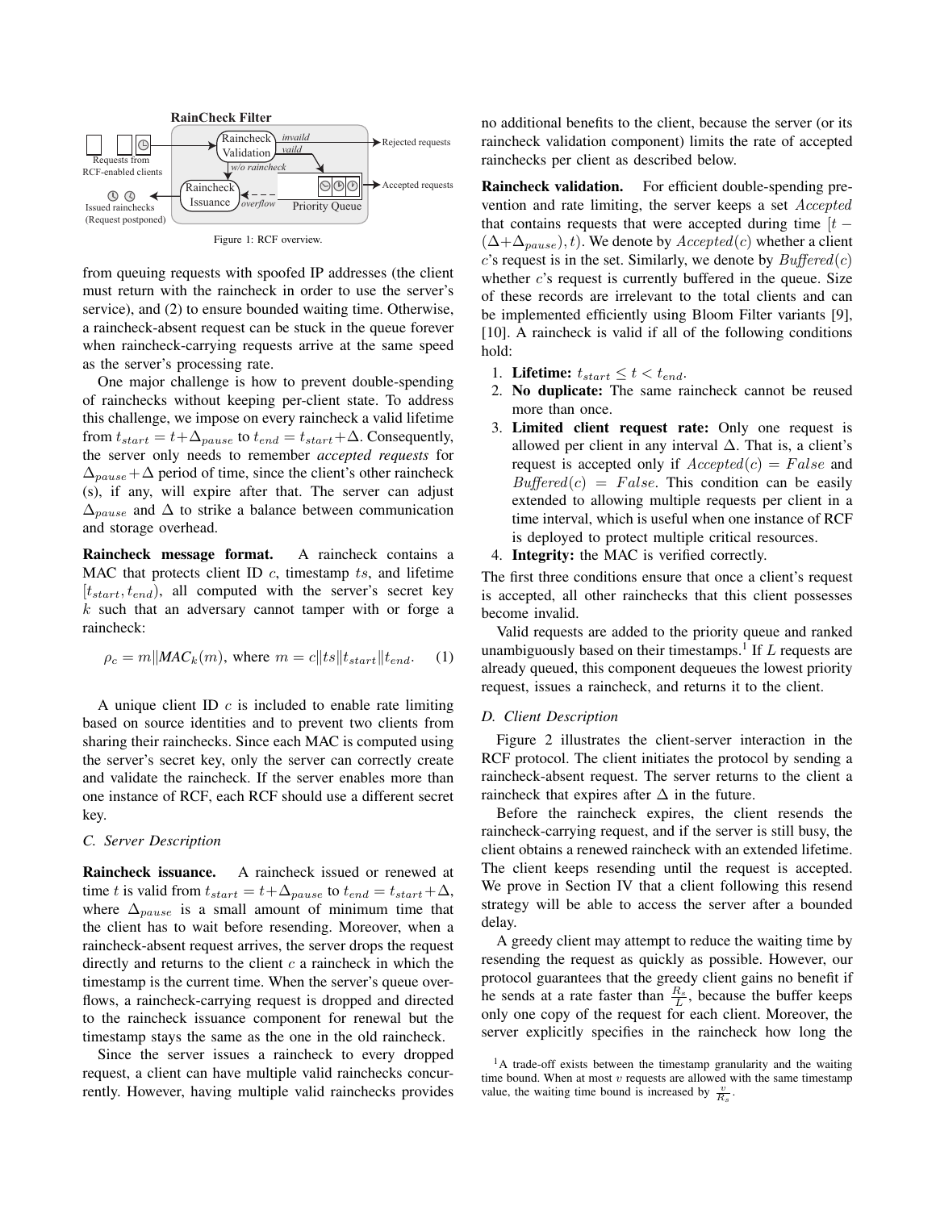RainCheck Filter

Requests from RCF-enabled clients

Raincheck Validation — invaild → Rejected requests; valid; w/o raincheck

Priority Queue → Accepted requests

Raincheck Issuance ← overflow

Issued rainchecks (Request postponed)

Figure 1: RCF overview.

from queuing requests with spoofed IP addresses (the client must return with the raincheck in order to use the server's service), and (2) to ensure bounded waiting time. Otherwise, a raincheck-absent request can be stuck in the queue forever when raincheck-carrying requests arrive at the same speed as the server's processing rate.

One major challenge is how to prevent double-spending of rainchecks without keeping per-client state. To address this challenge, we impose on every raincheck a valid lifetime from $t_{start} = t + \Delta_{pause}$ to $t_{end} = t_{start} + \Delta$. Consequently, the server only needs to remember *accepted requests* for $\Delta_{pause} + \Delta$ period of time, since the client's other raincheck (s), if any, will expire after that. The server can adjust $\Delta_{pause}$ and $\Delta$ to strike a balance between communication and storage overhead.

**Raincheck message format.** A raincheck contains a MAC that protects client ID $c$, timestamp $ts$, and lifetime $[t_{start}, t_{end})$, all computed with the server's secret key $k$ such that an adversary cannot tamper with or forge a raincheck:

$$\rho_c = m \| \textit{MAC}_k(m), \text{ where } m = c \| ts \| t_{start} \| t_{end}. \quad (1)$$

A unique client ID $c$ is included to enable rate limiting based on source identities and to prevent two clients from sharing their rainchecks. Since each MAC is computed using the server's secret key, only the server can correctly create and validate the raincheck. If the server enables more than one instance of RCF, each RCF should use a different secret key.

### C. Server Description

**Raincheck issuance.** A raincheck issued or renewed at time $t$ is valid from $t_{start} = t + \Delta_{pause}$ to $t_{end} = t_{start} + \Delta$, where $\Delta_{pause}$ is a small amount of minimum time that the client has to wait before resending. Moreover, when a raincheck-absent request arrives, the server drops the request directly and returns to the client $c$ a raincheck in which the timestamp is the current time. When the server's queue overflows, a raincheck-carrying request is dropped and directed to the raincheck issuance component for renewal but the timestamp stays the same as the one in the old raincheck.

Since the server issues a raincheck to every dropped request, a client can have multiple valid rainchecks concurrently. However, having multiple valid rainchecks provides no additional benefits to the client, because the server (or its raincheck validation component) limits the rate of accepted rainchecks per client as described below.

**Raincheck validation.** For efficient double-spending prevention and rate limiting, the server keeps a set $Accepted$ that contains requests that were accepted during time $[t - (\Delta + \Delta_{pause}), t)$. We denote by $Accepted(c)$ whether a client $c$'s request is in the set. Similarly, we denote by $Buffered(c)$ whether $c$'s request is currently buffered in the queue. Size of these records are irrelevant to the total clients and can be implemented efficiently using Bloom Filter variants [9], [10]. A raincheck is valid if all of the following conditions hold:

1. **Lifetime:** $t_{start} \leq t < t_{end}$.
2. **No duplicate:** The same raincheck cannot be reused more than once.
3. **Limited client request rate:** Only one request is allowed per client in any interval $\Delta$. That is, a client's request is accepted only if $Accepted(c) = False$ and $Buffered(c) = False$. This condition can be easily extended to allowing multiple requests per client in a time interval, which is useful when one instance of RCF is deployed to protect multiple critical resources.
4. **Integrity:** the MAC is verified correctly.

The first three conditions ensure that once a client's request is accepted, all other rainchecks that this client possesses become invalid.

Valid requests are added to the priority queue and ranked unambiguously based on their timestamps.[1] If $L$ requests are already queued, this component dequeues the lowest priority request, issues a raincheck, and returns it to the client.

### D. Client Description

Figure 2 illustrates the client-server interaction in the RCF protocol. The client initiates the protocol by sending a raincheck-absent request. The server returns to the client a raincheck that expires after $\Delta$ in the future.

Before the raincheck expires, the client resends the raincheck-carrying request, and if the server is still busy, the client obtains a renewed raincheck with an extended lifetime. The client keeps resending until the request is accepted. We prove in Section IV that a client following this resend strategy will be able to access the server after a bounded delay.

A greedy client may attempt to reduce the waiting time by resending the request as quickly as possible. However, our protocol guarantees that the greedy client gains no benefit if he sends at a rate faster than $\frac{R_s}{L}$, because the buffer keeps only one copy of the request for each client. Moreover, the server explicitly specifies in the raincheck how long the

[1] A trade-off exists between the timestamp granularity and the waiting time bound. When at most $v$ requests are allowed with the same timestamp value, the waiting time bound is increased by $\frac{v}{R_s}$.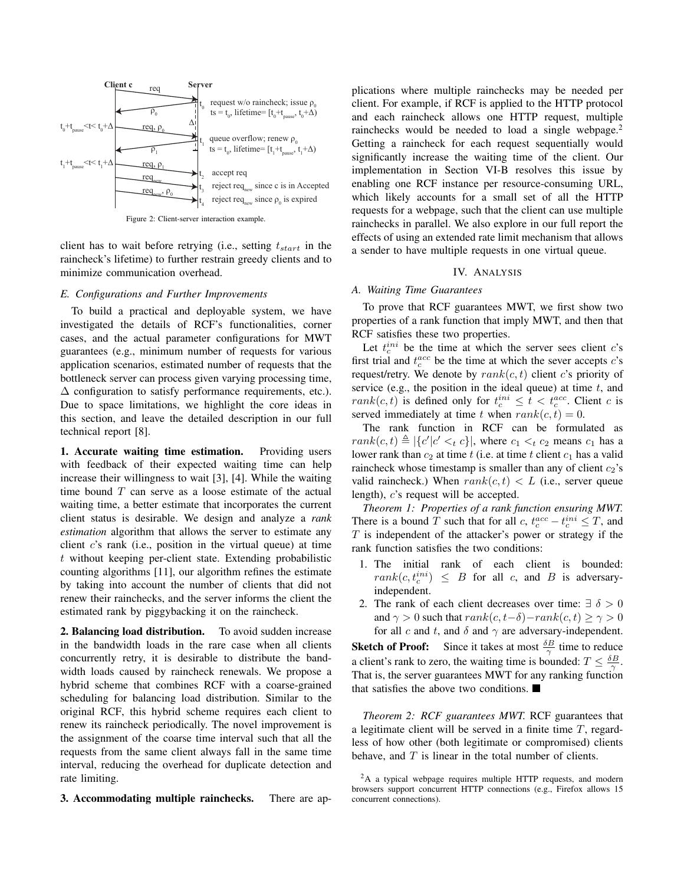Figure 2: Client-server interaction example.

client has to wait before retrying (i.e., setting $t_{start}$ in the raincheck's lifetime) to further restrain greedy clients and to minimize communication overhead.

### *E. Configurations and Further Improvements*

To build a practical and deployable system, we have investigated the details of RCF's functionalities, corner cases, and the actual parameter configurations for MWT guarantees (e.g., minimum number of requests for various application scenarios, estimated number of requests that the bottleneck server can process given varying processing time, $\Delta$ configuration to satisfy performance requirements, etc.). Due to space limitations, we highlight the core ideas in this section, and leave the detailed description in our full technical report [8].

**1. Accurate waiting time estimation.** Providing users with feedback of their expected waiting time can help increase their willingness to wait [3], [4]. While the waiting time bound $T$ can serve as a loose estimate of the actual waiting time, a better estimate that incorporates the current client status is desirable. We design and analyze a *rank estimation* algorithm that allows the server to estimate any client $c$'s rank (i.e., position in the virtual queue) at time $t$ without keeping per-client state. Extending probabilistic counting algorithms [11], our algorithm refines the estimate by taking into account the number of clients that did not renew their rainchecks, and the server informs the client the estimated rank by piggybacking it on the raincheck.

**2. Balancing load distribution.** To avoid sudden increase in the bandwidth loads in the rare case when all clients concurrently retry, it is desirable to distribute the bandwidth loads caused by raincheck renewals. We propose a hybrid scheme that combines RCF with a coarse-grained scheduling for balancing load distribution. Similar to the original RCF, this hybrid scheme requires each client to renew its raincheck periodically. The novel improvement is the assignment of the coarse time interval such that all the requests from the same client always fall in the same time interval, reducing the overhead for duplicate detection and rate limiting.

**3. Accommodating multiple rainchecks.** There are applications where multiple rainchecks may be needed per client. For example, if RCF is applied to the HTTP protocol and each raincheck allows one HTTP request, multiple rainchecks would be needed to load a single webpage.[2] Getting a raincheck for each request sequentially would significantly increase the waiting time of the client. Our implementation in Section VI-B resolves this issue by enabling one RCF instance per resource-consuming URL, which likely accounts for a small set of all the HTTP requests for a webpage, such that the client can use multiple rainchecks in parallel. We also explore in our full report the effects of using an extended rate limit mechanism that allows a sender to have multiple requests in one virtual queue.

## IV. Analysis

### *A. Waiting Time Guarantees*

To prove that RCF guarantees MWT, we first show two properties of a rank function that imply MWT, and then that RCF satisfies these two properties.

Let $t_c^{ini}$ be the time at which the server sees client $c$'s first trial and $t_c^{acc}$ be the time at which the sever accepts $c$'s request/retry. We denote by $rank(c,t)$ client $c$'s priority of service (e.g., the position in the ideal queue) at time $t$, and $rank(c,t)$ is defined only for $t_c^{ini} \le t < t_c^{acc}$. Client $c$ is served immediately at time $t$ when $rank(c,t) = 0$.

The rank function in RCF can be formulated as $rank(c,t) \triangleq |\{c' | c' <_t c\}|$, where $c_1 <_t c_2$ means $c_1$ has a lower rank than $c_2$ at time $t$ (i.e. at time $t$ client $c_1$ has a valid raincheck whose timestamp is smaller than any of client $c_2$'s valid raincheck.) When $rank(c,t) < L$ (i.e., server queue length), $c$'s request will be accepted.

*Theorem 1: Properties of a rank function ensuring MWT.* There is a bound $T$ such that for all $c$, $t_c^{acc} - t_c^{ini} \le T$, and $T$ is independent of the attacker's power or strategy if the rank function satisfies the two conditions:

1. The initial rank of each client is bounded: $rank(c, t_c^{ini}) \le B$ for all $c$, and $B$ is adversary-independent.
2. The rank of each client decreases over time: $\exists\ \delta > 0$ and $\gamma > 0$ such that $rank(c, t-\delta) - rank(c,t) \ge \gamma > 0$ for all $c$ and $t$, and $\delta$ and $\gamma$ are adversary-independent.

**Sketch of Proof:** Since it takes at most $\frac{\delta B}{\gamma}$ time to reduce a client's rank to zero, the waiting time is bounded: $T \le \frac{\delta B}{\gamma}$. That is, the server guarantees MWT for any ranking function that satisfies the above two conditions. ■

*Theorem 2: RCF guarantees MWT.* RCF guarantees that a legitimate client will be served in a finite time $T$, regardless of how other (both legitimate or compromised) clients behave, and $T$ is linear in the total number of clients.

[2] A a typical webpage requires multiple HTTP requests, and modern browsers support concurrent HTTP connections (e.g., Firefox allows 15 concurrent connections).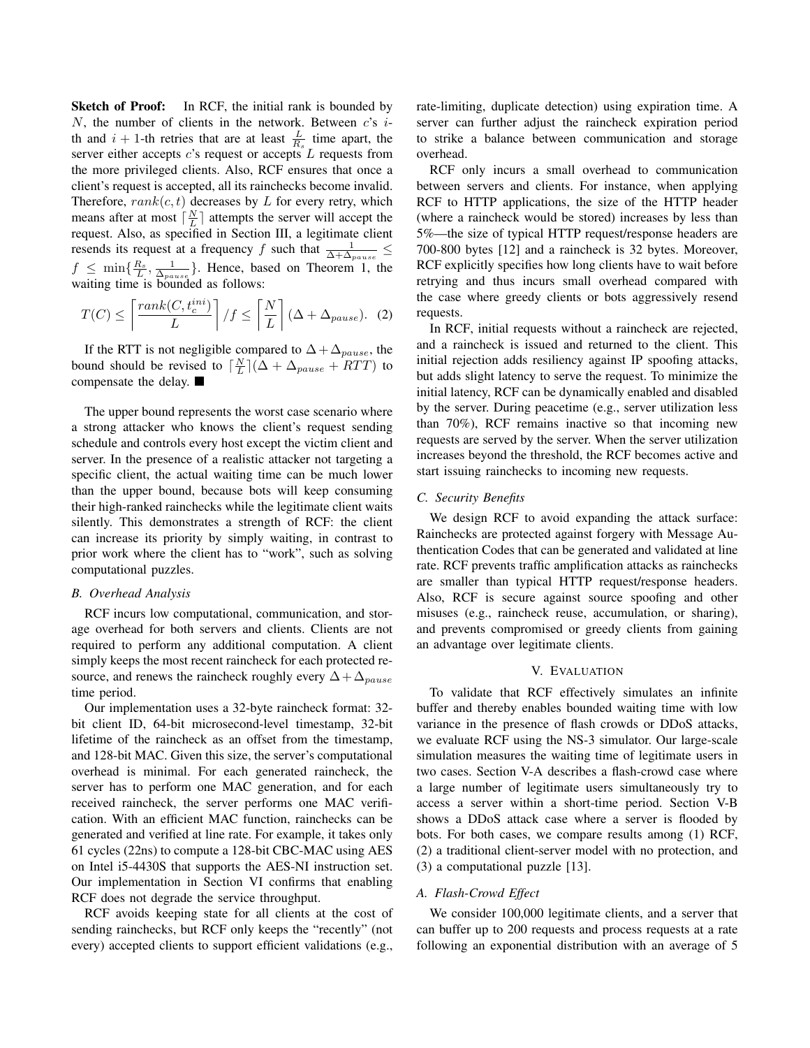**Sketch of Proof:** In RCF, the initial rank is bounded by $N$, the number of clients in the network. Between $c$'s $i$-th and $i+1$-th retries that are at least $\frac{L}{R_s}$ time apart, the server either accepts $c$'s request or accepts $L$ requests from the more privileged clients. Also, RCF ensures that once a client's request is accepted, all its rainchecks become invalid. Therefore, $rank(c,t)$ decreases by $L$ for every retry, which means after at most $\lceil \frac{N}{L} \rceil$ attempts the server will accept the request. Also, as specified in Section III, a legitimate client resends its request at a frequency $f$ such that $\frac{1}{\Delta+\Delta_{pause}} \leq f \leq \min\{\frac{R_s}{L}, \frac{1}{\Delta_{pause}}\}$. Hence, based on Theorem 1, the waiting time is bounded as follows:

$$T(C) \leq \left\lceil \frac{rank(C, t_c^{ini})}{L} \right\rceil / f \leq \left\lceil \frac{N}{L} \right\rceil (\Delta + \Delta_{pause}). \quad (2)$$

If the RTT is not negligible compared to $\Delta + \Delta_{pause}$, the bound should be revised to $\lceil \frac{N}{L} \rceil (\Delta + \Delta_{pause} + RTT)$ to compensate the delay. ■

The upper bound represents the worst case scenario where a strong attacker who knows the client's request sending schedule and controls every host except the victim client and server. In the presence of a realistic attacker not targeting a specific client, the actual waiting time can be much lower than the upper bound, because bots will keep consuming their high-ranked rainchecks while the legitimate client waits silently. This demonstrates a strength of RCF: the client can increase its priority by simply waiting, in contrast to prior work where the client has to "work", such as solving computational puzzles.

### B. Overhead Analysis

RCF incurs low computational, communication, and storage overhead for both servers and clients. Clients are not required to perform any additional computation. A client simply keeps the most recent raincheck for each protected resource, and renews the raincheck roughly every $\Delta + \Delta_{pause}$ time period.

Our implementation uses a 32-byte raincheck format: 32-bit client ID, 64-bit microsecond-level timestamp, 32-bit lifetime of the raincheck as an offset from the timestamp, and 128-bit MAC. Given this size, the server's computational overhead is minimal. For each generated raincheck, the server has to perform one MAC generation, and for each received raincheck, the server performs one MAC verification. With an efficient MAC function, rainchecks can be generated and verified at line rate. For example, it takes only 61 cycles (22ns) to compute a 128-bit CBC-MAC using AES on Intel i5-4430S that supports the AES-NI instruction set. Our implementation in Section VI confirms that enabling RCF does not degrade the service throughput.

RCF avoids keeping state for all clients at the cost of sending rainchecks, but RCF only keeps the "recently" (not every) accepted clients to support efficient validations (e.g., rate-limiting, duplicate detection) using expiration time. A server can further adjust the raincheck expiration period to strike a balance between communication and storage overhead.

RCF only incurs a small overhead to communication between servers and clients. For instance, when applying RCF to HTTP applications, the size of the HTTP header (where a raincheck would be stored) increases by less than 5%—the size of typical HTTP request/response headers are 700-800 bytes [12] and a raincheck is 32 bytes. Moreover, RCF explicitly specifies how long clients have to wait before retrying and thus incurs small overhead compared with the case where greedy clients or bots aggressively resend requests.

In RCF, initial requests without a raincheck are rejected, and a raincheck is issued and returned to the client. This initial rejection adds resiliency against IP spoofing attacks, but adds slight latency to serve the request. To minimize the initial latency, RCF can be dynamically enabled and disabled by the server. During peacetime (e.g., server utilization less than 70%), RCF remains inactive so that incoming new requests are served by the server. When the server utilization increases beyond the threshold, the RCF becomes active and start issuing rainchecks to incoming new requests.

### C. Security Benefits

We design RCF to avoid expanding the attack surface: Rainchecks are protected against forgery with Message Authentication Codes that can be generated and validated at line rate. RCF prevents traffic amplification attacks as rainchecks are smaller than typical HTTP request/response headers. Also, RCF is secure against source spoofing and other misuses (e.g., raincheck reuse, accumulation, or sharing), and prevents compromised or greedy clients from gaining an advantage over legitimate clients.

## V. Evaluation

To validate that RCF effectively simulates an infinite buffer and thereby enables bounded waiting time with low variance in the presence of flash crowds or DDoS attacks, we evaluate RCF using the NS-3 simulator. Our large-scale simulation measures the waiting time of legitimate users in two cases. Section V-A describes a flash-crowd case where a large number of legitimate users simultaneously try to access a server within a short-time period. Section V-B shows a DDoS attack case where a server is flooded by bots. For both cases, we compare results among (1) RCF, (2) a traditional client-server model with no protection, and (3) a computational puzzle [13].

### A. Flash-Crowd Effect

We consider 100,000 legitimate clients, and a server that can buffer up to 200 requests and process requests at a rate following an exponential distribution with an average of 5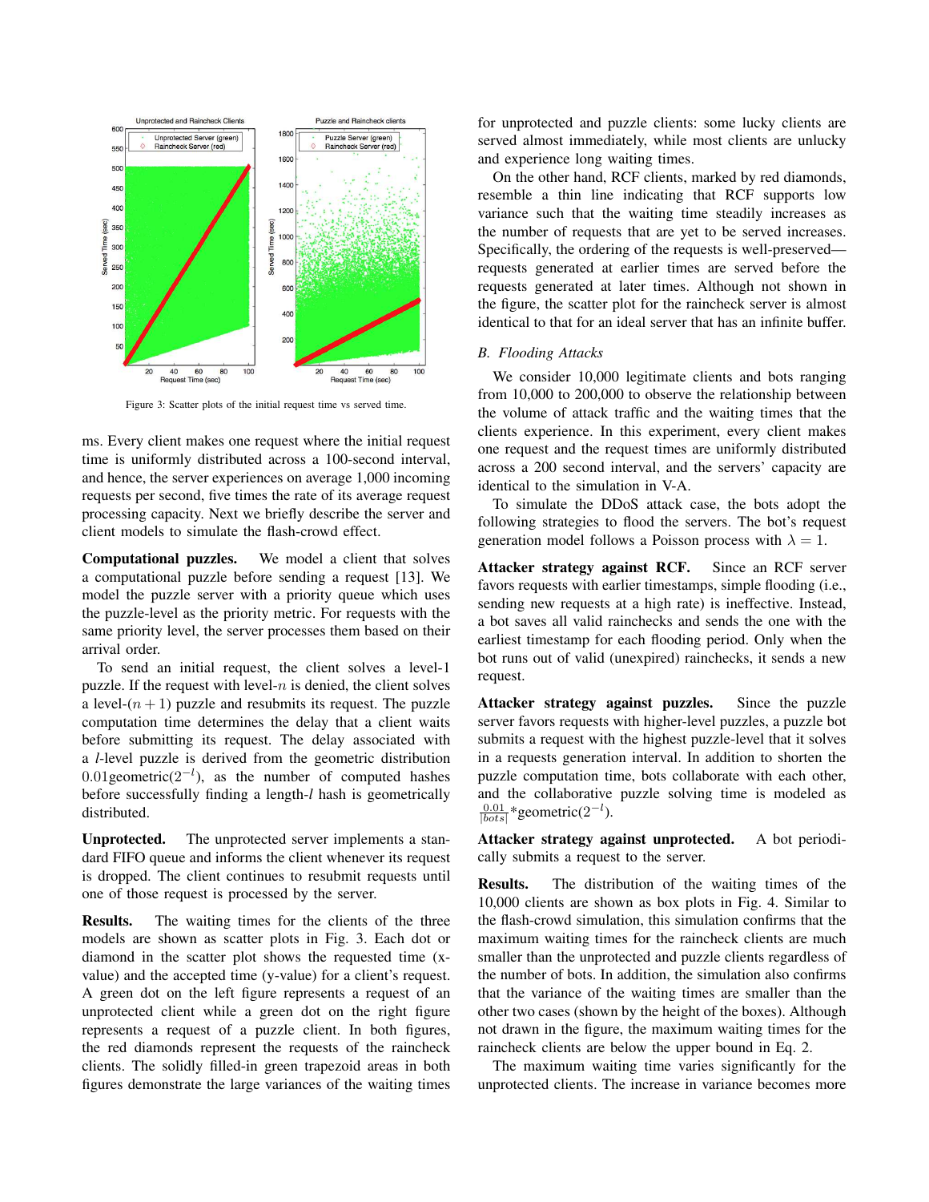Unprotected and Raincheck Clients

Unprotected Server (green)
Raincheck Server (red)

Served Time (sec)

Request Time (sec)

Puzzle and Raincheck clients

Puzzle Server (green)
Raincheck Server (red)

Served Time (sec)

Request Time (sec)

Figure 3: Scatter plots of the initial request time vs served time.

ms. Every client makes one request where the initial request time is uniformly distributed across a 100-second interval, and hence, the server experiences on average 1,000 incoming requests per second, five times the rate of its average request processing capacity. Next we briefly describe the server and client models to simulate the flash-crowd effect.

**Computational puzzles.** We model a client that solves a computational puzzle before sending a request [13]. We model the puzzle server with a priority queue which uses the puzzle-level as the priority metric. For requests with the same priority level, the server processes them based on their arrival order.

To send an initial request, the client solves a level-1 puzzle. If the request with level-$n$ is denied, the client solves a level-$(n+1)$ puzzle and resubmits its request. The puzzle computation time determines the delay that a client waits before submitting its request. The delay associated with a $l$-level puzzle is derived from the geometric distribution $0.01\text{geometric}(2^{-l})$, as the number of computed hashes before successfully finding a length-$l$ hash is geometrically distributed.

**Unprotected.** The unprotected server implements a standard FIFO queue and informs the client whenever its request is dropped. The client continues to resubmit requests until one of those request is processed by the server.

**Results.** The waiting times for the clients of the three models are shown as scatter plots in Fig. 3. Each dot or diamond in the scatter plot shows the requested time (x-value) and the accepted time (y-value) for a client's request. A green dot on the left figure represents a request of an unprotected client while a green dot on the right figure represents a request of a puzzle client. In both figures, the red diamonds represent the requests of the raincheck clients. The solidly filled-in green trapezoid areas in both figures demonstrate the large variances of the waiting times for unprotected and puzzle clients: some lucky clients are served almost immediately, while most clients are unlucky and experience long waiting times.

On the other hand, RCF clients, marked by red diamonds, resemble a thin line indicating that RCF supports low variance such that the waiting time steadily increases as the number of requests that are yet to be served increases. Specifically, the ordering of the requests is well-preserved—requests generated at earlier times are served before the requests generated at later times. Although not shown in the figure, the scatter plot for the raincheck server is almost identical to that for an ideal server that has an infinite buffer.

### B. Flooding Attacks

We consider 10,000 legitimate clients and bots ranging from 10,000 to 200,000 to observe the relationship between the volume of attack traffic and the waiting times that the clients experience. In this experiment, every client makes one request and the request times are uniformly distributed across a 200 second interval, and the servers' capacity are identical to the simulation in V-A.

To simulate the DDoS attack case, the bots adopt the following strategies to flood the servers. The bot's request generation model follows a Poisson process with $\lambda = 1$.

**Attacker strategy against RCF.** Since an RCF server favors requests with earlier timestamps, simple flooding (i.e., sending new requests at a high rate) is ineffective. Instead, a bot saves all valid rainchecks and sends the one with the earliest timestamp for each flooding period. Only when the bot runs out of valid (unexpired) rainchecks, it sends a new request.

**Attacker strategy against puzzles.** Since the puzzle server favors requests with higher-level puzzles, a puzzle bot submits a request with the highest puzzle-level that it solves in a requests generation interval. In addition to shorten the puzzle computation time, bots collaborate with each other, and the collaborative puzzle solving time is modeled as $\frac{0.01}{|bots|}$*geometric$(2^{-l})$.

**Attacker strategy against unprotected.** A bot periodically submits a request to the server.

**Results.** The distribution of the waiting times of the 10,000 clients are shown as box plots in Fig. 4. Similar to the flash-crowd simulation, this simulation confirms that the maximum waiting times for the raincheck clients are much smaller than the unprotected and puzzle clients regardless of the number of bots. In addition, the simulation also confirms that the variance of the waiting times are smaller than the other two cases (shown by the height of the boxes). Although not drawn in the figure, the maximum waiting times for the raincheck clients are below the upper bound in Eq. 2.

The maximum waiting time varies significantly for the unprotected clients. The increase in variance becomes more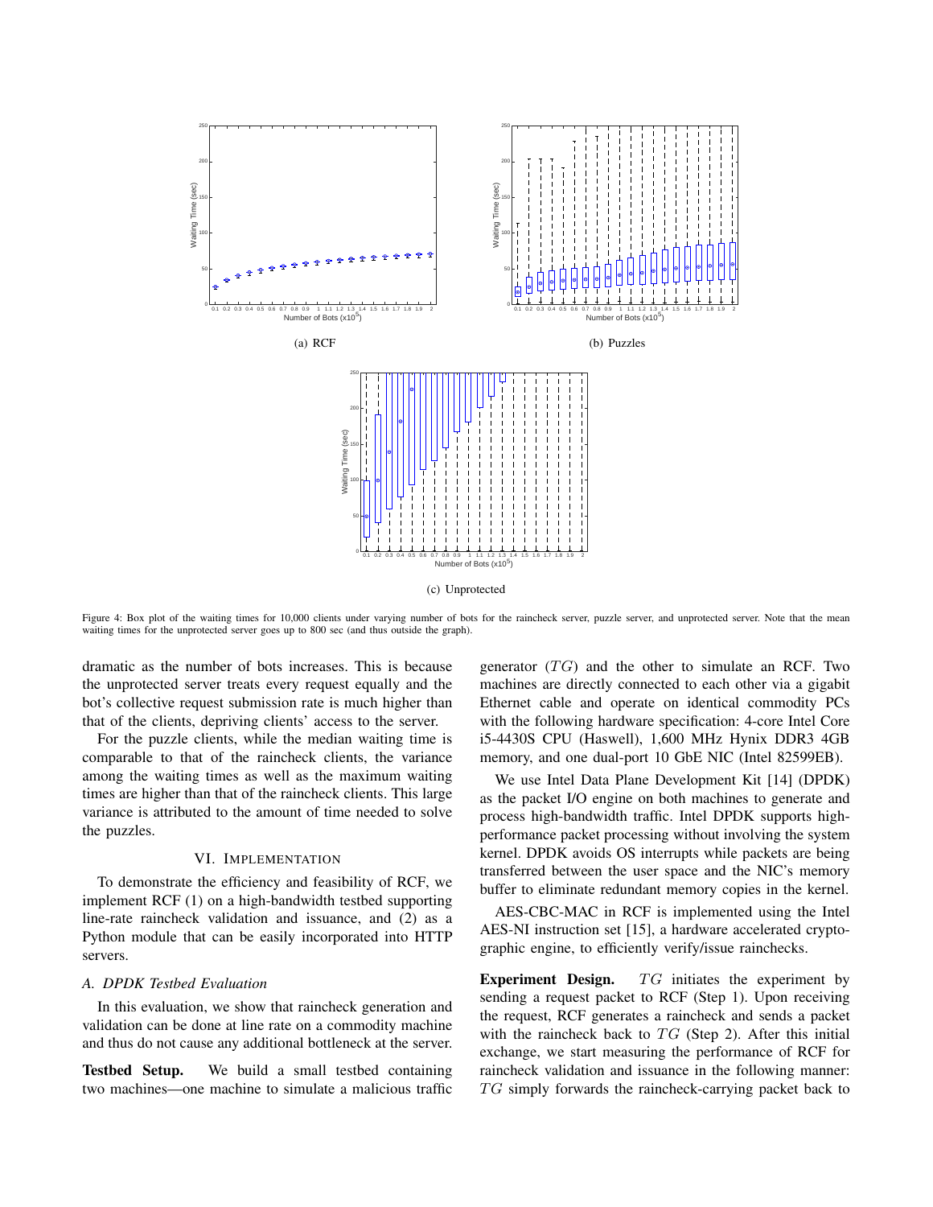(a) RCF

(b) Puzzles

(c) Unprotected

Figure 4: Box plot of the waiting times for 10,000 clients under varying number of bots for the raincheck server, puzzle server, and unprotected server. Note that the mean waiting times for the unprotected server goes up to 800 sec (and thus outside the graph).

dramatic as the number of bots increases. This is because the unprotected server treats every request equally and the bot's collective request submission rate is much higher than that of the clients, depriving clients' access to the server.

For the puzzle clients, while the median waiting time is comparable to that of the raincheck clients, the variance among the waiting times as well as the maximum waiting times are higher than that of the raincheck clients. This large variance is attributed to the amount of time needed to solve the puzzles.

## VI. Implementation

To demonstrate the efficiency and feasibility of RCF, we implement RCF (1) on a high-bandwidth testbed supporting line-rate raincheck validation and issuance, and (2) as a Python module that can be easily incorporated into HTTP servers.

### A. DPDK Testbed Evaluation

In this evaluation, we show that raincheck generation and validation can be done at line rate on a commodity machine and thus do not cause any additional bottleneck at the server.

**Testbed Setup.** We build a small testbed containing two machines—one machine to simulate a malicious traffic generator ($TG$) and the other to simulate an RCF. Two machines are directly connected to each other via a gigabit Ethernet cable and operate on identical commodity PCs with the following hardware specification: 4-core Intel Core i5-4430S CPU (Haswell), 1,600 MHz Hynix DDR3 4GB memory, and one dual-port 10 GbE NIC (Intel 82599EB).

We use Intel Data Plane Development Kit [14] (DPDK) as the packet I/O engine on both machines to generate and process high-bandwidth traffic. Intel DPDK supports high-performance packet processing without involving the system kernel. DPDK avoids OS interrupts while packets are being transferred between the user space and the NIC's memory buffer to eliminate redundant memory copies in the kernel.

AES-CBC-MAC in RCF is implemented using the Intel AES-NI instruction set [15], a hardware accelerated cryptographic engine, to efficiently verify/issue rainchecks.

**Experiment Design.** $TG$ initiates the experiment by sending a request packet to RCF (Step 1). Upon receiving the request, RCF generates a raincheck and sends a packet with the raincheck back to $TG$ (Step 2). After this initial exchange, we start measuring the performance of RCF for raincheck validation and issuance in the following manner: $TG$ simply forwards the raincheck-carrying packet back to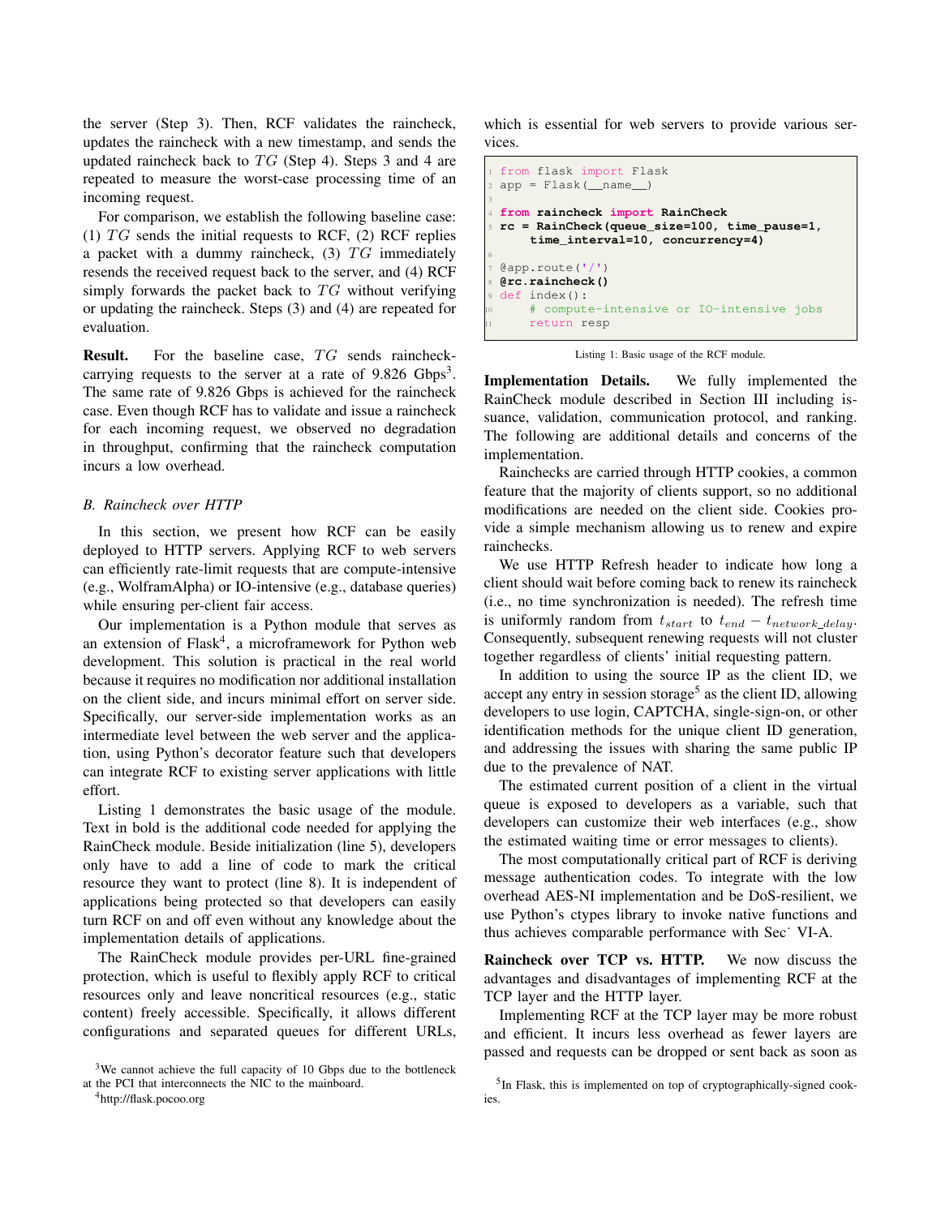the server (Step 3). Then, RCF validates the raincheck, updates the raincheck with a new timestamp, and sends the updated raincheck back to $TG$ (Step 4). Steps 3 and 4 are repeated to measure the worst-case processing time of an incoming request.

For comparison, we establish the following baseline case: (1) $TG$ sends the initial requests to RCF, (2) RCF replies a packet with a dummy raincheck, (3) $TG$ immediately resends the received request back to the server, and (4) RCF simply forwards the packet back to $TG$ without verifying or updating the raincheck. Steps (3) and (4) are repeated for evaluation.

**Result.** For the baseline case, $TG$ sends raincheck-carrying requests to the server at a rate of 9.826 Gbps[3]. The same rate of 9.826 Gbps is achieved for the raincheck case. Even though RCF has to validate and issue a raincheck for each incoming request, we observed no degradation in throughput, confirming that the raincheck computation incurs a low overhead.

### B. Raincheck over HTTP

In this section, we present how RCF can be easily deployed to HTTP servers. Applying RCF to web servers can efficiently rate-limit requests that are compute-intensive (e.g., WolframAlpha) or IO-intensive (e.g., database queries) while ensuring per-client fair access.

Our implementation is a Python module that serves as an extension of Flask[4], a microframework for Python web development. This solution is practical in the real world because it requires no modification nor additional installation on the client side, and incurs minimal effort on server side. Specifically, our server-side implementation works as an intermediate level between the web server and the application, using Python's decorator feature such that developers can integrate RCF to existing server applications with little effort.

Listing 1 demonstrates the basic usage of the module. Text in bold is the additional code needed for applying the RainCheck module. Beside initialization (line 5), developers only have to add a line of code to mark the critical resource they want to protect (line 8). It is independent of applications being protected so that developers can easily turn RCF on and off even without any knowledge about the implementation details of applications.

The RainCheck module provides per-URL fine-grained protection, which is useful to flexibly apply RCF to critical resources only and leave noncritical resources (e.g., static content) freely accessible. Specifically, it allows different configurations and separated queues for different URLs, which is essential for web servers to provide various services.

```
from flask import Flask
app = Flask(__name__)

from raincheck import RainCheck
rc = RainCheck(queue_size=100, time_pause=1,
     time_interval=10, concurrency=4)

@app.route('/')
@rc.raincheck()
def index():
    # compute-intensive or IO-intensive jobs
    return resp
```

Listing 1: Basic usage of the RCF module.

**Implementation Details.** We fully implemented the RainCheck module described in Section III including issuance, validation, communication protocol, and ranking. The following are additional details and concerns of the implementation.

Rainchecks are carried through HTTP cookies, a common feature that the majority of clients support, so no additional modifications are needed on the client side. Cookies provide a simple mechanism allowing us to renew and expire rainchecks.

We use HTTP Refresh header to indicate how long a client should wait before coming back to renew its raincheck (i.e., no time synchronization is needed). The refresh time is uniformly random from $t_{start}$ to $t_{end} - t_{network\_delay}$. Consequently, subsequent renewing requests will not cluster together regardless of clients' initial requesting pattern.

In addition to using the source IP as the client ID, we accept any entry in session storage[5] as the client ID, allowing developers to use login, CAPTCHA, single-sign-on, or other identification methods for the unique client ID generation, and addressing the issues with sharing the same public IP due to the prevalence of NAT.

The estimated current position of a client in the virtual queue is exposed to developers as a variable, such that developers can customize their web interfaces (e.g., show the estimated waiting time or error messages to clients).

The most computationally critical part of RCF is deriving message authentication codes. To integrate with the low overhead AES-NI implementation and be DoS-resilient, we use Python's ctypes library to invoke native functions and thus achieves comparable performance with Sec˙ VI-A.

**Raincheck over TCP vs. HTTP.** We now discuss the advantages and disadvantages of implementing RCF at the TCP layer and the HTTP layer.

Implementing RCF at the TCP layer may be more robust and efficient. It incurs less overhead as fewer layers are passed and requests can be dropped or sent back as soon as

[3] We cannot achieve the full capacity of 10 Gbps due to the bottleneck at the PCI that interconnects the NIC to the mainboard.

[4] http://flask.pocoo.org

[5] In Flask, this is implemented on top of cryptographically-signed cookies.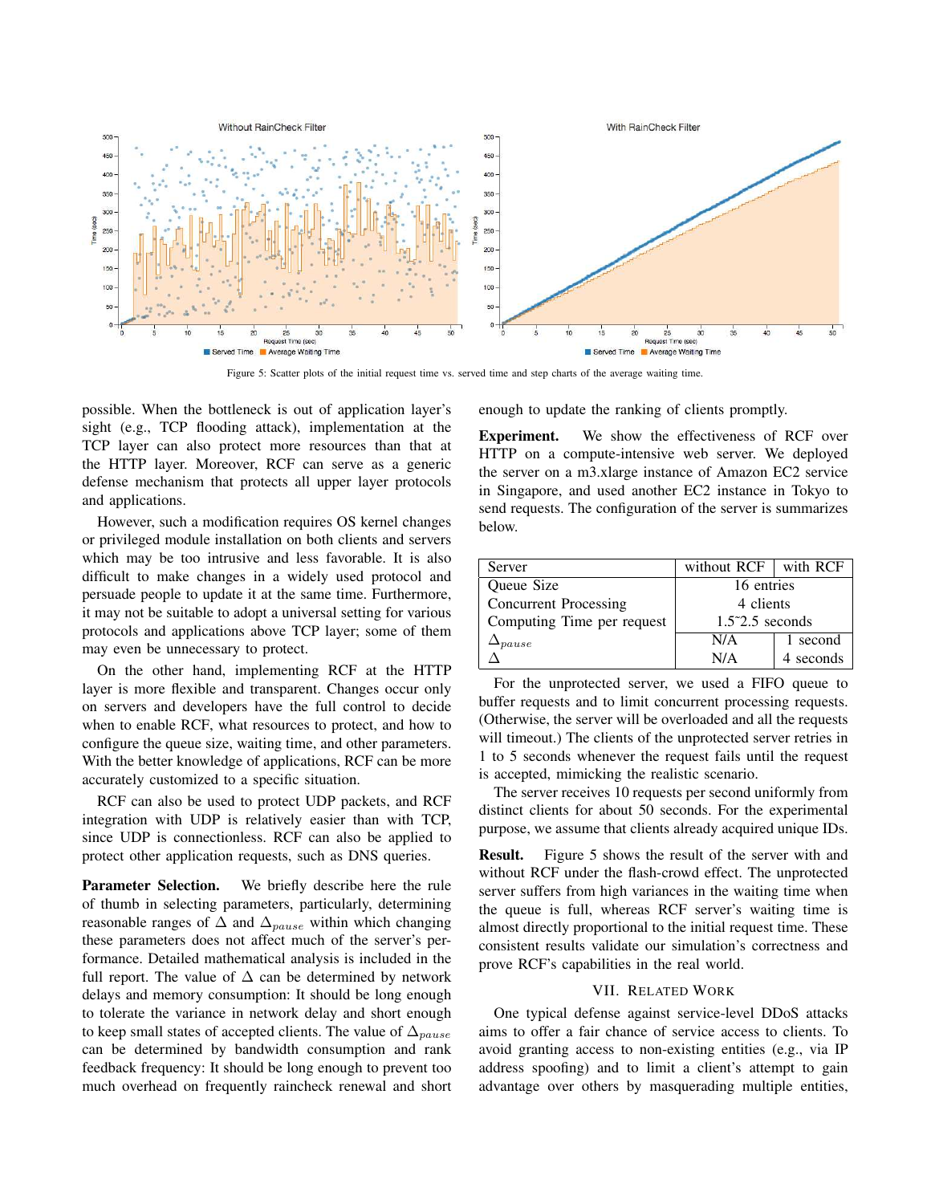Without RainCheck Filter

500
450
400
350
300
250
200
150
100
50
0

Time (sec)

0 5 10 15 20 25 30 35 40 45 50

Request Time (sec)

Served Time Average Waiting Time

With RainCheck Filter

500
450
400
350
300
250
200
150
100
50
0

Time (sec)

0 5 10 15 20 25 30 35 40 45 50

Request Time (sec)

Served Time Average Waiting Time

Figure 5: Scatter plots of the initial request time vs. served time and step charts of the average waiting time.

possible. When the bottleneck is out of application layer's sight (e.g., TCP flooding attack), implementation at the TCP layer can also protect more resources than that at the HTTP layer. Moreover, RCF can serve as a generic defense mechanism that protects all upper layer protocols and applications.

However, such a modification requires OS kernel changes or privileged module installation on both clients and servers which may be too intrusive and less favorable. It is also difficult to make changes in a widely used protocol and persuade people to update it at the same time. Furthermore, it may not be suitable to adopt a universal setting for various protocols and applications above TCP layer; some of them may even be unnecessary to protect.

On the other hand, implementing RCF at the HTTP layer is more flexible and transparent. Changes occur only on servers and developers have the full control to decide when to enable RCF, what resources to protect, and how to configure the queue size, waiting time, and other parameters. With the better knowledge of applications, RCF can be more accurately customized to a specific situation.

RCF can also be used to protect UDP packets, and RCF integration with UDP is relatively easier than with TCP, since UDP is connectionless. RCF can also be applied to protect other application requests, such as DNS queries.

**Parameter Selection.** We briefly describe here the rule of thumb in selecting parameters, particularly, determining reasonable ranges of $\Delta$ and $\Delta_{pause}$ within which changing these parameters does not affect much of the server's performance. Detailed mathematical analysis is included in the full report. The value of $\Delta$ can be determined by network delays and memory consumption: It should be long enough to tolerate the variance in network delay and short enough to keep small states of accepted clients. The value of $\Delta_{pause}$ can be determined by bandwidth consumption and rank feedback frequency: It should be long enough to prevent too much overhead on frequently raincheck renewal and short enough to update the ranking of clients promptly.

**Experiment.** We show the effectiveness of RCF over HTTP on a compute-intensive web server. We deployed the server on a m3.xlarge instance of Amazon EC2 service in Singapore, and used another EC2 instance in Tokyo to send requests. The configuration of the server is summarizes below.

| Server | without RCF | with RCF |
|---|---|---|
| Queue Size | 16 entries | |
| Concurrent Processing | 4 clients | |
| Computing Time per request | 1.5~2.5 seconds | |
| $\Delta_{pause}$ | N/A | 1 second |
| $\Delta$ | N/A | 4 seconds |

For the unprotected server, we used a FIFO queue to buffer requests and to limit concurrent processing requests. (Otherwise, the server will be overloaded and all the requests will timeout.) The clients of the unprotected server retries in 1 to 5 seconds whenever the request fails until the request is accepted, mimicking the realistic scenario.

The server receives 10 requests per second uniformly from distinct clients for about 50 seconds. For the experimental purpose, we assume that clients already acquired unique IDs.

**Result.** Figure 5 shows the result of the server with and without RCF under the flash-crowd effect. The unprotected server suffers from high variances in the waiting time when the queue is full, whereas RCF server's waiting time is almost directly proportional to the initial request time. These consistent results validate our simulation's correctness and prove RCF's capabilities in the real world.

## VII. Related Work

One typical defense against service-level DDoS attacks aims to offer a fair chance of service access to clients. To avoid granting access to non-existing entities (e.g., via IP address spoofing) and to limit a client's attempt to gain advantage over others by masquerading multiple entities,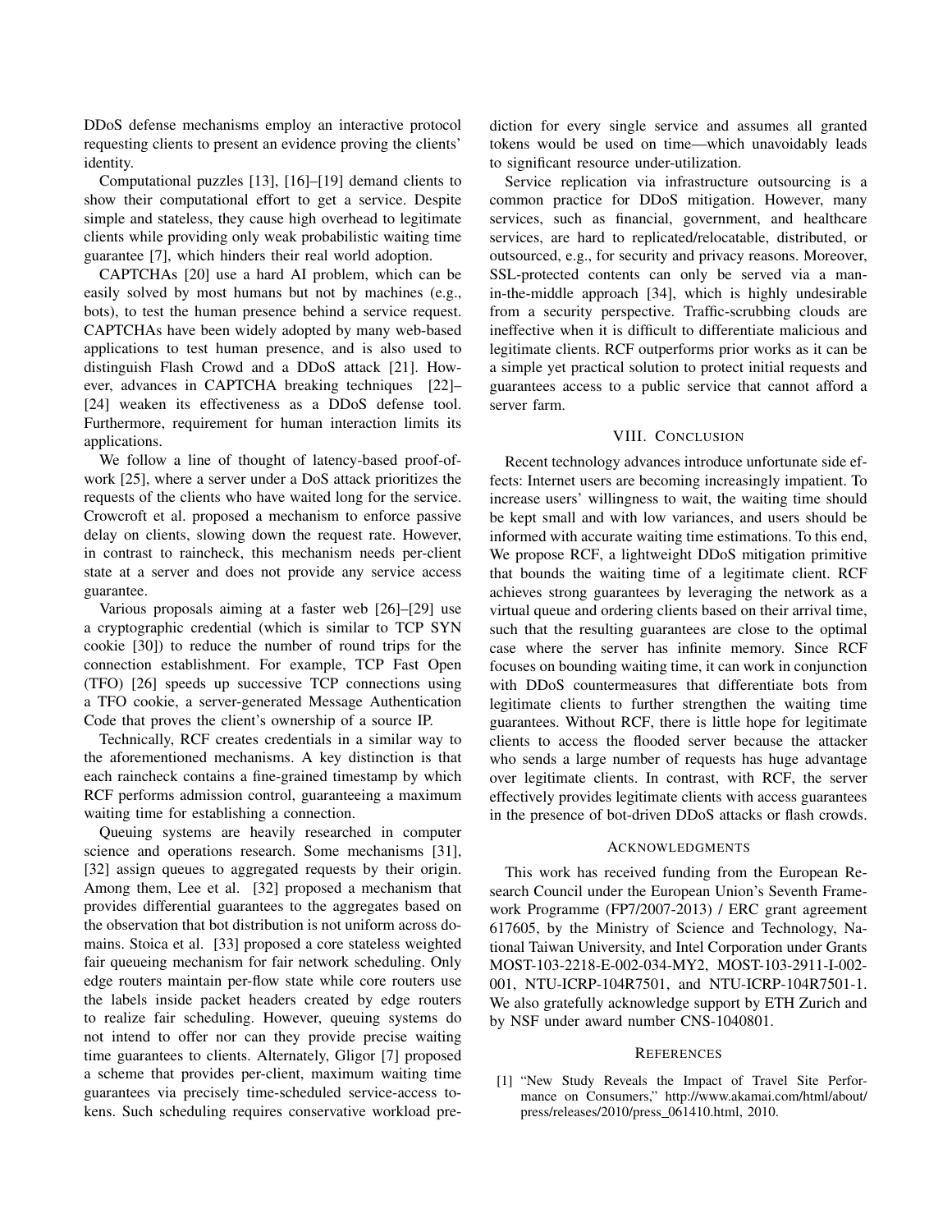DDoS defense mechanisms employ an interactive protocol requesting clients to present an evidence proving the clients' identity.

Computational puzzles [13], [16]–[19] demand clients to show their computational effort to get a service. Despite simple and stateless, they cause high overhead to legitimate clients while providing only weak probabilistic waiting time guarantee [7], which hinders their real world adoption.

CAPTCHAs [20] use a hard AI problem, which can be easily solved by most humans but not by machines (e.g., bots), to test the human presence behind a service request. CAPTCHAs have been widely adopted by many web-based applications to test human presence, and is also used to distinguish Flash Crowd and a DDoS attack [21]. However, advances in CAPTCHA breaking techniques [22]–[24] weaken its effectiveness as a DDoS defense tool. Furthermore, requirement for human interaction limits its applications.

We follow a line of thought of latency-based proof-of-work [25], where a server under a DoS attack prioritizes the requests of the clients who have waited long for the service. Crowcroft et al. proposed a mechanism to enforce passive delay on clients, slowing down the request rate. However, in contrast to raincheck, this mechanism needs per-client state at a server and does not provide any service access guarantee.

Various proposals aiming at a faster web [26]–[29] use a cryptographic credential (which is similar to TCP SYN cookie [30]) to reduce the number of round trips for the connection establishment. For example, TCP Fast Open (TFO) [26] speeds up successive TCP connections using a TFO cookie, a server-generated Message Authentication Code that proves the client's ownership of a source IP.

Technically, RCF creates credentials in a similar way to the aforementioned mechanisms. A key distinction is that each raincheck contains a fine-grained timestamp by which RCF performs admission control, guaranteeing a maximum waiting time for establishing a connection.

Queuing systems are heavily researched in computer science and operations research. Some mechanisms [31], [32] assign queues to aggregated requests by their origin. Among them, Lee et al. [32] proposed a mechanism that provides differential guarantees to the aggregates based on the observation that bot distribution is not uniform across domains. Stoica et al. [33] proposed a core stateless weighted fair queueing mechanism for fair network scheduling. Only edge routers maintain per-flow state while core routers use the labels inside packet headers created by edge routers to realize fair scheduling. However, queuing systems do not intend to offer nor can they provide precise waiting time guarantees to clients. Alternately, Gligor [7] proposed a scheme that provides per-client, maximum waiting time guarantees via precisely time-scheduled service-access tokens. Such scheduling requires conservative workload prediction for every single service and assumes all granted tokens would be used on time—which unavoidably leads to significant resource under-utilization.

Service replication via infrastructure outsourcing is a common practice for DDoS mitigation. However, many services, such as financial, government, and healthcare services, are hard to replicated/relocatable, distributed, or outsourced, e.g., for security and privacy reasons. Moreover, SSL-protected contents can only be served via a man-in-the-middle approach [34], which is highly undesirable from a security perspective. Traffic-scrubbing clouds are ineffective when it is difficult to differentiate malicious and legitimate clients. RCF outperforms prior works as it can be a simple yet practical solution to protect initial requests and guarantees access to a public service that cannot afford a server farm.

## VIII. Conclusion

Recent technology advances introduce unfortunate side effects: Internet users are becoming increasingly impatient. To increase users' willingness to wait, the waiting time should be kept small and with low variances, and users should be informed with accurate waiting time estimations. To this end, We propose RCF, a lightweight DDoS mitigation primitive that bounds the waiting time of a legitimate client. RCF achieves strong guarantees by leveraging the network as a virtual queue and ordering clients based on their arrival time, such that the resulting guarantees are close to the optimal case where the server has infinite memory. Since RCF focuses on bounding waiting time, it can work in conjunction with DDoS countermeasures that differentiate bots from legitimate clients to further strengthen the waiting time guarantees. Without RCF, there is little hope for legitimate clients to access the flooded server because the attacker who sends a large number of requests has huge advantage over legitimate clients. In contrast, with RCF, the server effectively provides legitimate clients with access guarantees in the presence of bot-driven DDoS attacks or flash crowds.

## Acknowledgments

This work has received funding from the European Research Council under the European Union's Seventh Framework Programme (FP7/2007-2013) / ERC grant agreement 617605, by the Ministry of Science and Technology, National Taiwan University, and Intel Corporation under Grants MOST-103-2218-E-002-034-MY2, MOST-103-2911-I-002-001, NTU-ICRP-104R7501, and NTU-ICRP-104R7501-1. We also gratefully acknowledge support by ETH Zurich and by NSF under award number CNS-1040801.

## References

[1] "New Study Reveals the Impact of Travel Site Performance on Consumers," http://www.akamai.com/html/about/press/releases/2010/press_061410.html, 2010.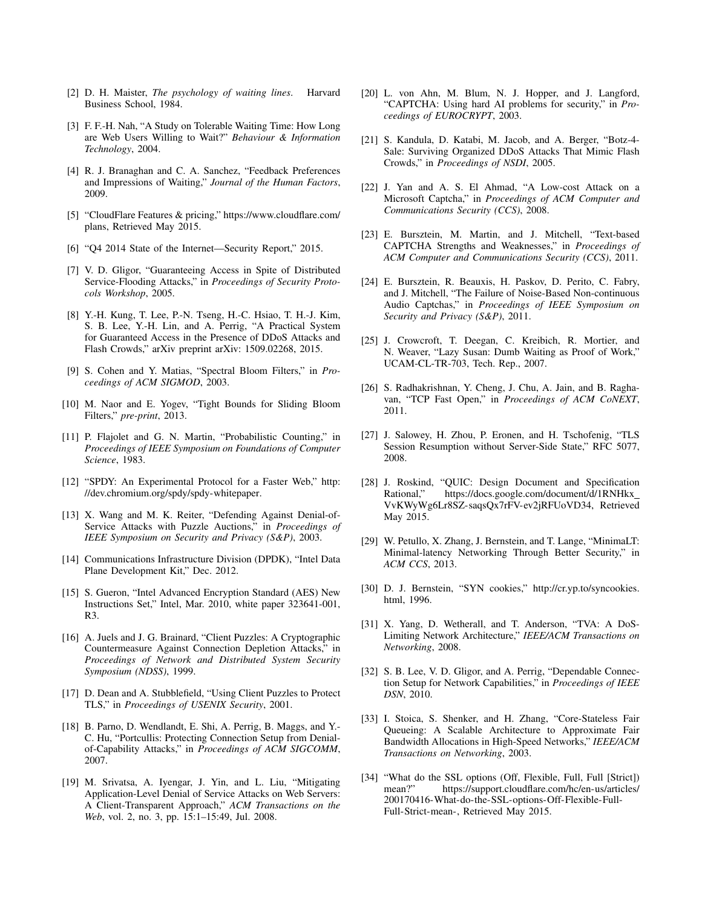[2] D. H. Maister, *The psychology of waiting lines*. Harvard Business School, 1984.

[3] F. F.-H. Nah, "A Study on Tolerable Waiting Time: How Long are Web Users Willing to Wait?" *Behaviour & Information Technology*, 2004.

[4] R. J. Branaghan and C. A. Sanchez, "Feedback Preferences and Impressions of Waiting," *Journal of the Human Factors*, 2009.

[5] "CloudFlare Features & pricing," https://www.cloudflare.com/plans, Retrieved May 2015.

[6] "Q4 2014 State of the Internet—Security Report," 2015.

[7] V. D. Gligor, "Guaranteeing Access in Spite of Distributed Service-Flooding Attacks," in *Proceedings of Security Protocols Workshop*, 2005.

[8] Y.-H. Kung, T. Lee, P.-N. Tseng, H.-C. Hsiao, T. H.-J. Kim, S. B. Lee, Y.-H. Lin, and A. Perrig, "A Practical System for Guaranteed Access in the Presence of DDoS Attacks and Flash Crowds," arXiv preprint arXiv: 1509.02268, 2015.

[9] S. Cohen and Y. Matias, "Spectral Bloom Filters," in *Proceedings of ACM SIGMOD*, 2003.

[10] M. Naor and E. Yogev, "Tight Bounds for Sliding Bloom Filters," *pre-print*, 2013.

[11] P. Flajolet and G. N. Martin, "Probabilistic Counting," in *Proceedings of IEEE Symposium on Foundations of Computer Science*, 1983.

[12] "SPDY: An Experimental Protocol for a Faster Web," http://dev.chromium.org/spdy/spdy-whitepaper.

[13] X. Wang and M. K. Reiter, "Defending Against Denial-of-Service Attacks with Puzzle Auctions," in *Proceedings of IEEE Symposium on Security and Privacy (S&P)*, 2003.

[14] Communications Infrastructure Division (DPDK), "Intel Data Plane Development Kit," Dec. 2012.

[15] S. Gueron, "Intel Advanced Encryption Standard (AES) New Instructions Set," Intel, Mar. 2010, white paper 323641-001, R3.

[16] A. Juels and J. G. Brainard, "Client Puzzles: A Cryptographic Countermeasure Against Connection Depletion Attacks," in *Proceedings of Network and Distributed System Security Symposium (NDSS)*, 1999.

[17] D. Dean and A. Stubblefield, "Using Client Puzzles to Protect TLS," in *Proceedings of USENIX Security*, 2001.

[18] B. Parno, D. Wendlandt, E. Shi, A. Perrig, B. Maggs, and Y.-C. Hu, "Portcullis: Protecting Connection Setup from Denial-of-Capability Attacks," in *Proceedings of ACM SIGCOMM*, 2007.

[19] M. Srivatsa, A. Iyengar, J. Yin, and L. Liu, "Mitigating Application-Level Denial of Service Attacks on Web Servers: A Client-Transparent Approach," *ACM Transactions on the Web*, vol. 2, no. 3, pp. 15:1–15:49, Jul. 2008.

[20] L. von Ahn, M. Blum, N. J. Hopper, and J. Langford, "CAPTCHA: Using hard AI problems for security," in *Proceedings of EUROCRYPT*, 2003.

[21] S. Kandula, D. Katabi, M. Jacob, and A. Berger, "Botz-4-Sale: Surviving Organized DDoS Attacks That Mimic Flash Crowds," in *Proceedings of NSDI*, 2005.

[22] J. Yan and A. S. El Ahmad, "A Low-cost Attack on a Microsoft Captcha," in *Proceedings of ACM Computer and Communications Security (CCS)*, 2008.

[23] E. Bursztein, M. Martin, and J. Mitchell, "Text-based CAPTCHA Strengths and Weaknesses," in *Proceedings of ACM Computer and Communications Security (CCS)*, 2011.

[24] E. Bursztein, R. Beauxis, H. Paskov, D. Perito, C. Fabry, and J. Mitchell, "The Failure of Noise-Based Non-continuous Audio Captchas," in *Proceedings of IEEE Symposium on Security and Privacy (S&P)*, 2011.

[25] J. Crowcroft, T. Deegan, C. Kreibich, R. Mortier, and N. Weaver, "Lazy Susan: Dumb Waiting as Proof of Work," UCAM-CL-TR-703, Tech. Rep., 2007.

[26] S. Radhakrishnan, Y. Cheng, J. Chu, A. Jain, and B. Raghavan, "TCP Fast Open," in *Proceedings of ACM CoNEXT*, 2011.

[27] J. Salowey, H. Zhou, P. Eronen, and H. Tschofenig, "TLS Session Resumption without Server-Side State," RFC 5077, 2008.

[28] J. Roskind, "QUIC: Design Document and Specification Rational," https://docs.google.com/document/d/1RNHkx_VvKWyWg6Lr8SZ-saqsQx7rFV-ev2jRFUoVD34, Retrieved May 2015.

[29] W. Petullo, X. Zhang, J. Bernstein, and T. Lange, "MinimaLT: Minimal-latency Networking Through Better Security," in *ACM CCS*, 2013.

[30] D. J. Bernstein, "SYN cookies," http://cr.yp.to/syncookies.html, 1996.

[31] X. Yang, D. Wetherall, and T. Anderson, "TVA: A DoS-Limiting Network Architecture," *IEEE/ACM Transactions on Networking*, 2008.

[32] S. B. Lee, V. D. Gligor, and A. Perrig, "Dependable Connection Setup for Network Capabilities," in *Proceedings of IEEE DSN*, 2010.

[33] I. Stoica, S. Shenker, and H. Zhang, "Core-Stateless Fair Queueing: A Scalable Architecture to Approximate Fair Bandwidth Allocations in High-Speed Networks," *IEEE/ACM Transactions on Networking*, 2003.

[34] "What do the SSL options (Off, Flexible, Full, Full [Strict]) mean?" https://support.cloudflare.com/hc/en-us/articles/200170416-What-do-the-SSL-options-Off-Flexible-Full-Full-Strict-mean-, Retrieved May 2015.